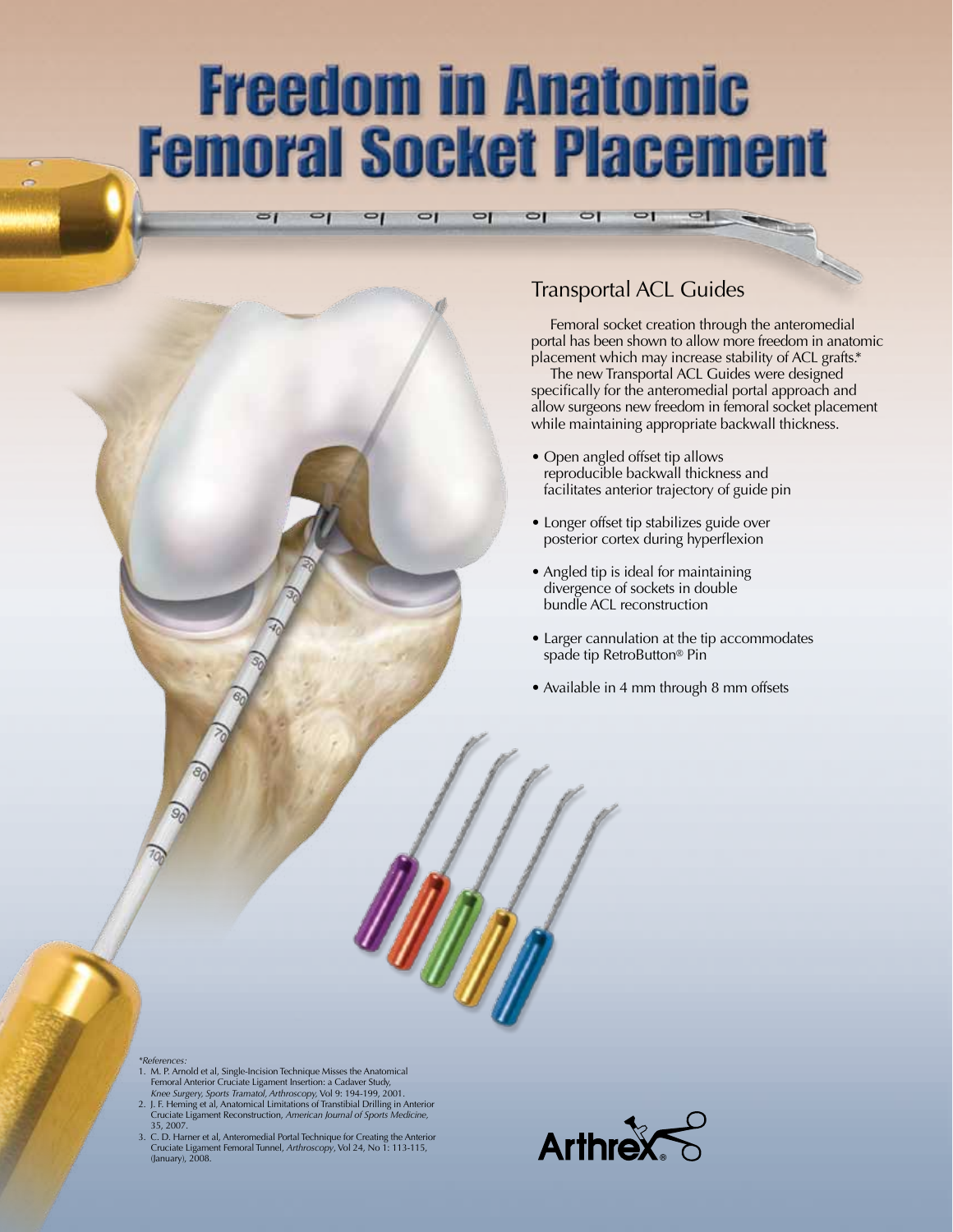# Freedom in Anatomic Femoral Socket Placement

## Transportal ACL Guides

Femoral socket creation through the anteromedial portal has been shown to allow more freedom in anatomic placement which may increase stability of ACL grafts.*

The new Transportal ACL Guides were designed specifically for the anteromedial portal approach and allow surgeons new freedom in femoral socket placement while maintaining appropriate backwall thickness.

- Open angled offset tip allows reproducible backwall thickness and facilitates anterior trajectory of guide pin
- Longer offset tip stabilizes guide over posterior cortex during hyperflexion
- Angled tip is ideal for maintaining divergence of sockets in double bundle ACL reconstruction
- Larger cannulation at the tip accommodates spade tip RetroButton® Pin
- Available in 4 mm through 8 mm offsets

*References:*

1. M. P. Arnold et al, Single-Incision Technique Misses the Anatomical Femoral Anterior Cruciate Ligament Insertion: a Cadaver Study, *Knee Surgery, Sports Tramatol, Arthroscopy*, Vol 9: 194-199, 2001.
2. J. F. Heming et al, Anatomical Limitations of Transtibial Drilling in Anterior Cruciate Ligament Reconstruction, *American Journal of Sports Medicine*, 35, 2007.
3. C. D. Harner et al, Anteromedial Portal Technique for Creating the Anterior Cruciate Ligament Femoral Tunnel, *Arthroscopy*, Vol 24, No 1: 113-115, (January), 2008.

Arthrex®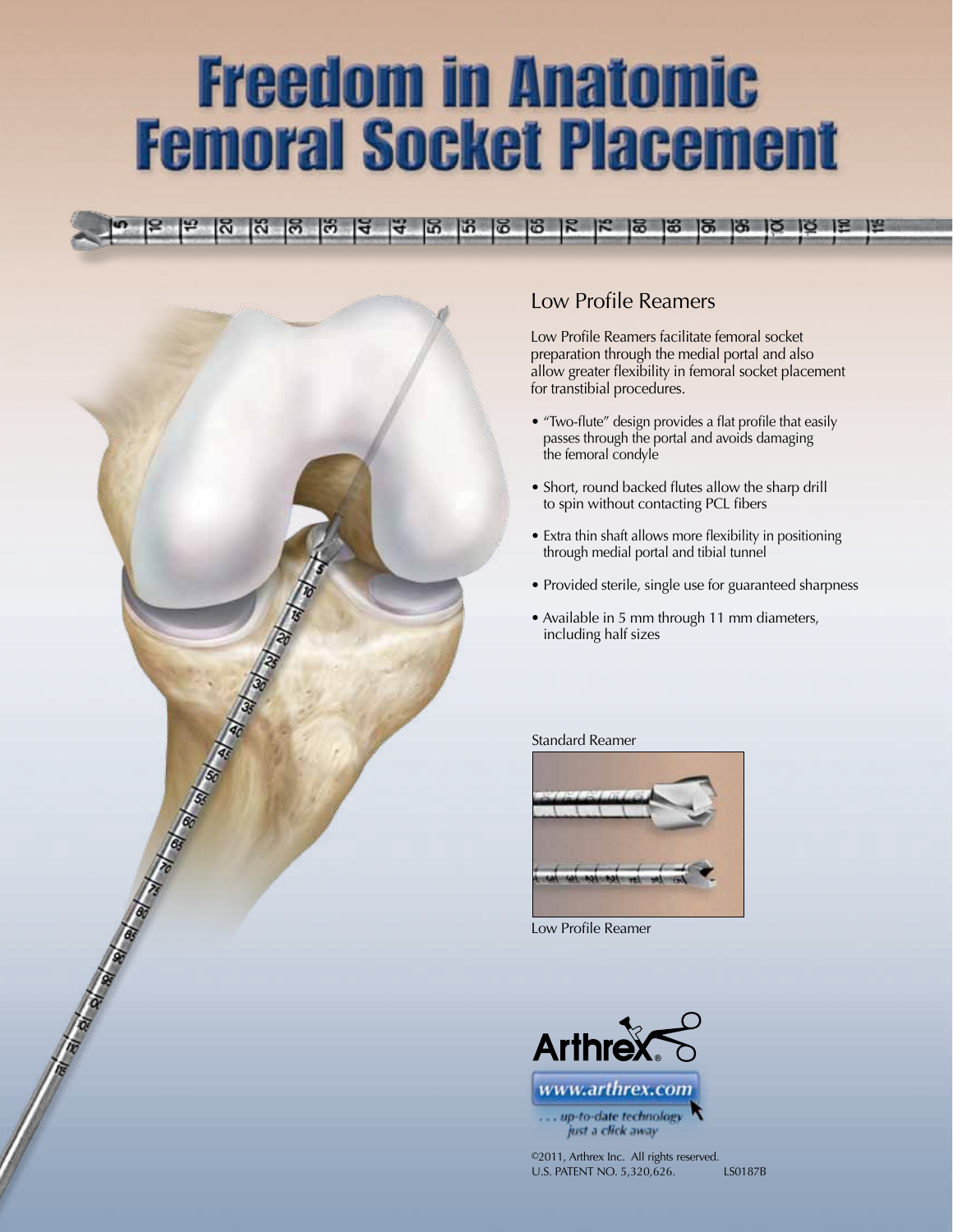# Freedom in Anatomic Femoral Socket Placement

## Low Profile Reamers

Low Profile Reamers facilitate femoral socket preparation through the medial portal and also allow greater flexibility in femoral socket placement for transtibial procedures.

- "Two-flute" design provides a flat profile that easily passes through the portal and avoids damaging the femoral condyle
- Short, round backed flutes allow the sharp drill to spin without contacting PCL fibers
- Extra thin shaft allows more flexibility in positioning through medial portal and tibial tunnel
- Provided sterile, single use for guaranteed sharpness
- Available in 5 mm through 11 mm diameters, including half sizes

Standard Reamer

Low Profile Reamer

Arthrex®

www.arthrex.com

... up-to-date technology just a click away

©2011, Arthrex Inc. All rights reserved.
U.S. PATENT NO. 5,320,626. LS0187B